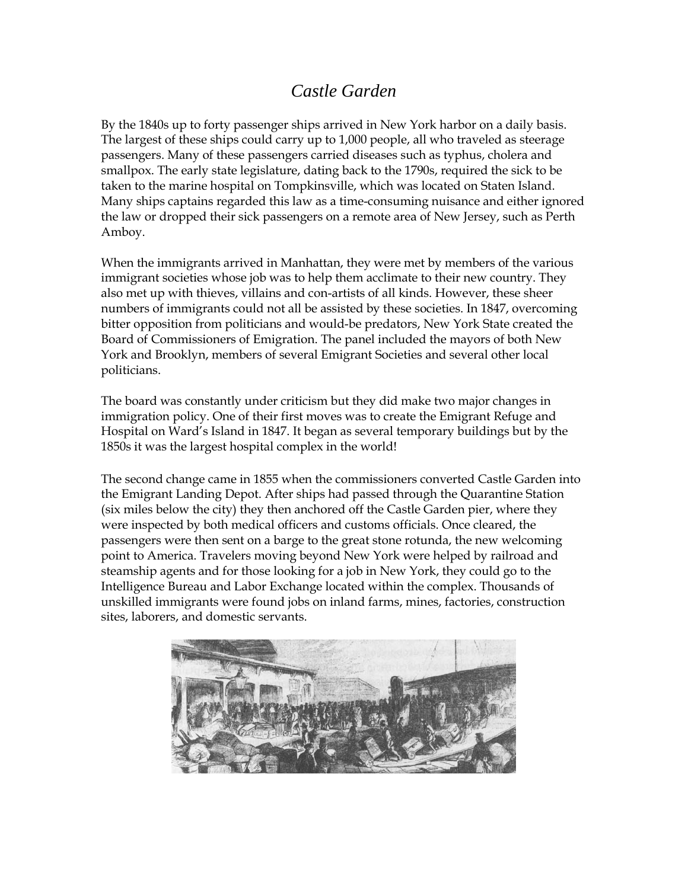# *Castle Garden*

By the 1840s up to forty passenger ships arrived in New York harbor on a daily basis. The largest of these ships could carry up to 1,000 people, all who traveled as steerage passengers. Many of these passengers carried diseases such as typhus, cholera and smallpox. The early state legislature, dating back to the 1790s, required the sick to be taken to the marine hospital on Tompkinsville, which was located on Staten Island. Many ships captains regarded this law as a time-consuming nuisance and either ignored the law or dropped their sick passengers on a remote area of New Jersey, such as Perth Amboy.

When the immigrants arrived in Manhattan, they were met by members of the various immigrant societies whose job was to help them acclimate to their new country. They also met up with thieves, villains and con-artists of all kinds. However, these sheer numbers of immigrants could not all be assisted by these societies. In 1847, overcoming bitter opposition from politicians and would-be predators, New York State created the Board of Commissioners of Emigration. The panel included the mayors of both New York and Brooklyn, members of several Emigrant Societies and several other local politicians.

The board was constantly under criticism but they did make two major changes in immigration policy. One of their first moves was to create the Emigrant Refuge and Hospital on Ward's Island in 1847. It began as several temporary buildings but by the 1850s it was the largest hospital complex in the world!

The second change came in 1855 when the commissioners converted Castle Garden into the Emigrant Landing Depot. After ships had passed through the Quarantine Station (six miles below the city) they then anchored off the Castle Garden pier, where they were inspected by both medical officers and customs officials. Once cleared, the passengers were then sent on a barge to the great stone rotunda, the new welcoming point to America. Travelers moving beyond New York were helped by railroad and steamship agents and for those looking for a job in New York, they could go to the Intelligence Bureau and Labor Exchange located within the complex. Thousands of unskilled immigrants were found jobs on inland farms, mines, factories, construction sites, laborers, and domestic servants.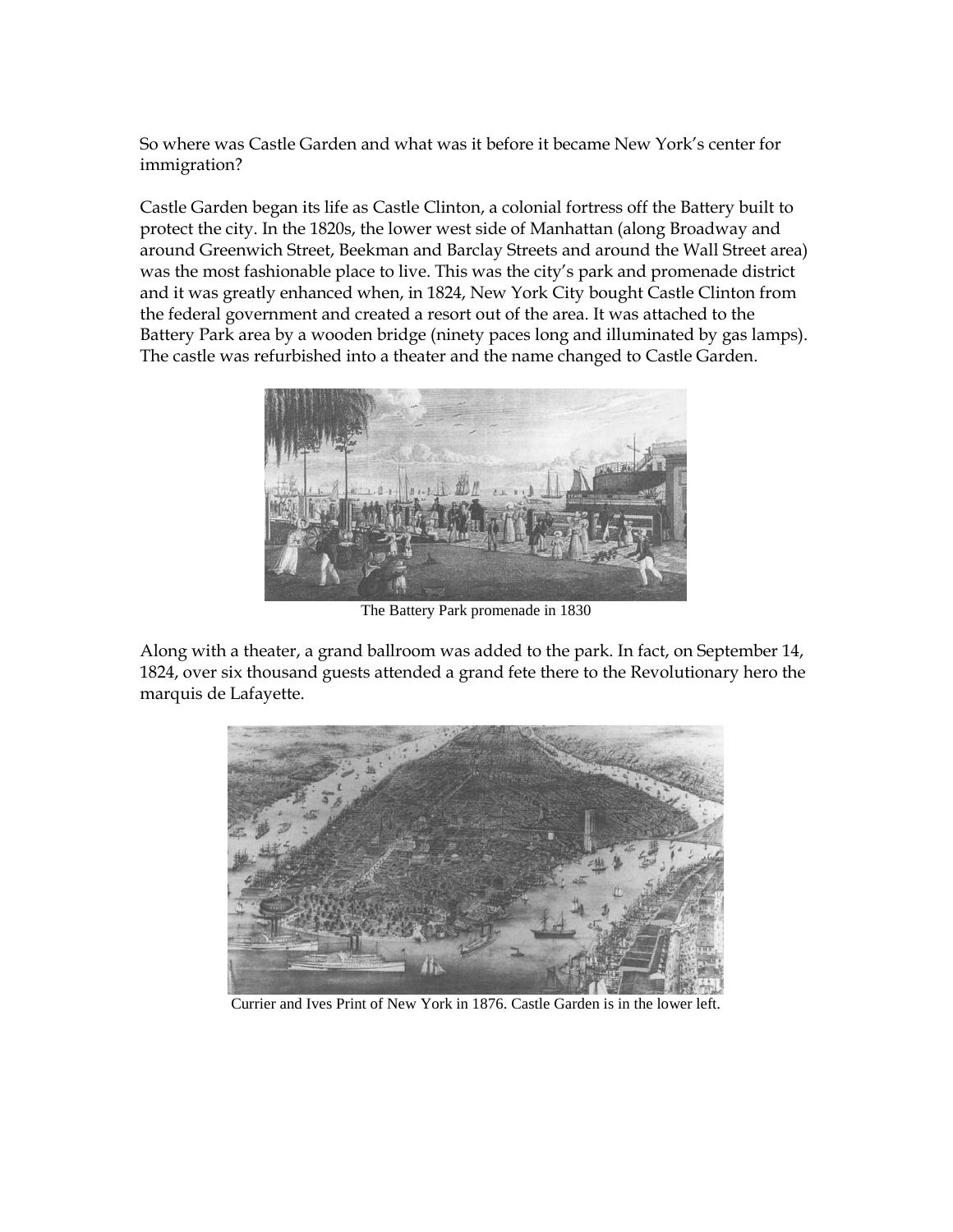So where was Castle Garden and what was it before it became New York's center for immigration?

Castle Garden began its life as Castle Clinton, a colonial fortress off the Battery built to protect the city. In the 1820s, the lower west side of Manhattan (along Broadway and around Greenwich Street, Beekman and Barclay Streets and around the Wall Street area) was the most fashionable place to live. This was the city's park and promenade district and it was greatly enhanced when, in 1824, New York City bought Castle Clinton from the federal government and created a resort out of the area. It was attached to the Battery Park area by a wooden bridge (ninety paces long and illuminated by gas lamps). The castle was refurbished into a theater and the name changed to Castle Garden.

The Battery Park promenade in 1830

Along with a theater, a grand ballroom was added to the park. In fact, on September 14, 1824, over six thousand guests attended a grand fete there to the Revolutionary hero the marquis de Lafayette.

Currier and Ives Print of New York in 1876. Castle Garden is in the lower left.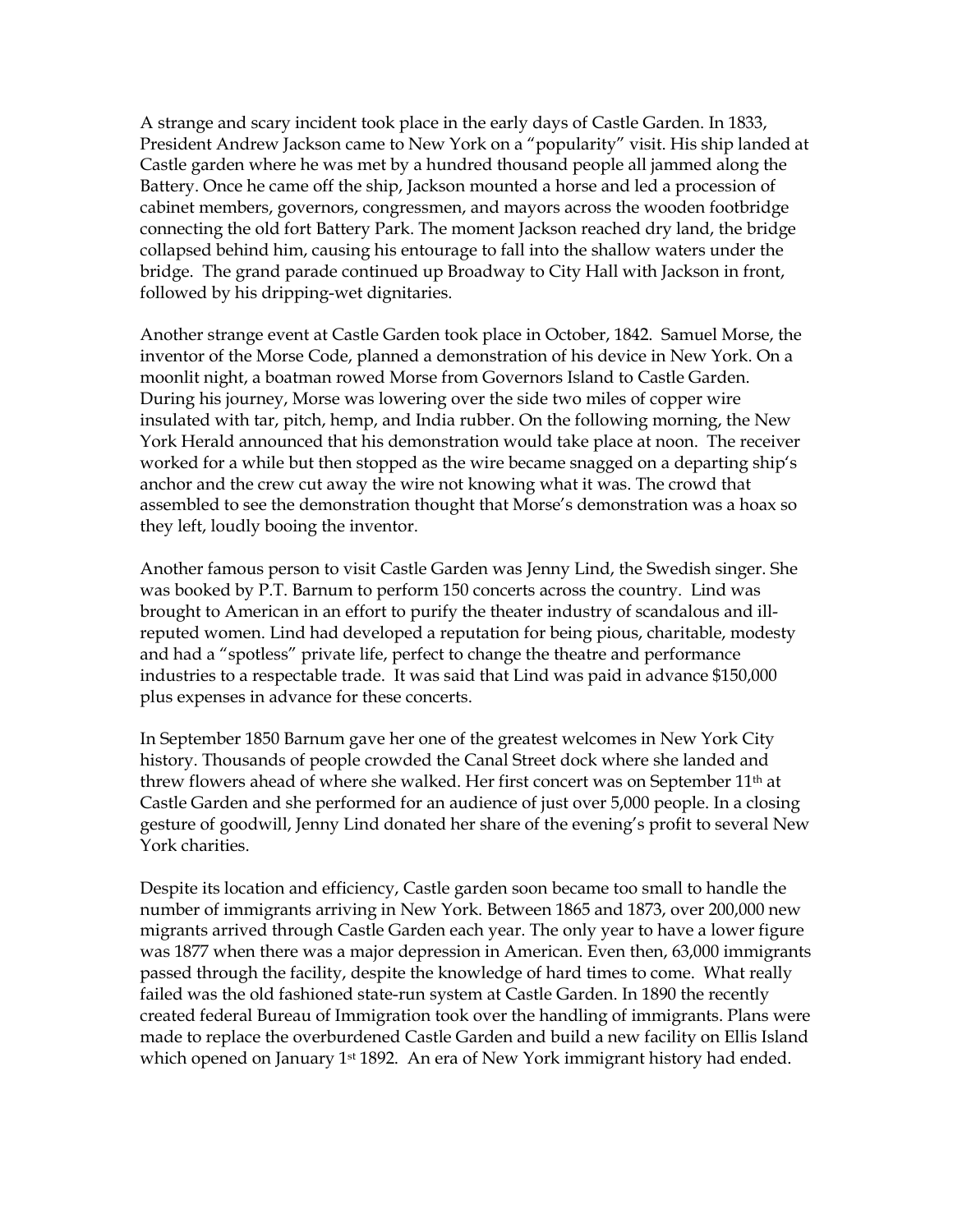A strange and scary incident took place in the early days of Castle Garden. In 1833, President Andrew Jackson came to New York on a "popularity" visit. His ship landed at Castle garden where he was met by a hundred thousand people all jammed along the Battery. Once he came off the ship, Jackson mounted a horse and led a procession of cabinet members, governors, congressmen, and mayors across the wooden footbridge connecting the old fort Battery Park. The moment Jackson reached dry land, the bridge collapsed behind him, causing his entourage to fall into the shallow waters under the bridge. The grand parade continued up Broadway to City Hall with Jackson in front, followed by his dripping-wet dignitaries.

Another strange event at Castle Garden took place in October, 1842. Samuel Morse, the inventor of the Morse Code, planned a demonstration of his device in New York. On a moonlit night, a boatman rowed Morse from Governors Island to Castle Garden. During his journey, Morse was lowering over the side two miles of copper wire insulated with tar, pitch, hemp, and India rubber. On the following morning, the New York Herald announced that his demonstration would take place at noon. The receiver worked for a while but then stopped as the wire became snagged on a departing ship's anchor and the crew cut away the wire not knowing what it was. The crowd that assembled to see the demonstration thought that Morse's demonstration was a hoax so they left, loudly booing the inventor.

Another famous person to visit Castle Garden was Jenny Lind, the Swedish singer. She was booked by P.T. Barnum to perform 150 concerts across the country. Lind was brought to American in an effort to purify the theater industry of scandalous and ill-reputed women. Lind had developed a reputation for being pious, charitable, modesty and had a "spotless" private life, perfect to change the theatre and performance industries to a respectable trade. It was said that Lind was paid in advance $150,000 plus expenses in advance for these concerts.

In September 1850 Barnum gave her one of the greatest welcomes in New York City history. Thousands of people crowded the Canal Street dock where she landed and threw flowers ahead of where she walked. Her first concert was on September 11th at Castle Garden and she performed for an audience of just over 5,000 people. In a closing gesture of goodwill, Jenny Lind donated her share of the evening's profit to several New York charities.

Despite its location and efficiency, Castle garden soon became too small to handle the number of immigrants arriving in New York. Between 1865 and 1873, over 200,000 new migrants arrived through Castle Garden each year. The only year to have a lower figure was 1877 when there was a major depression in American. Even then, 63,000 immigrants passed through the facility, despite the knowledge of hard times to come. What really failed was the old fashioned state-run system at Castle Garden. In 1890 the recently created federal Bureau of Immigration took over the handling of immigrants. Plans were made to replace the overburdened Castle Garden and build a new facility on Ellis Island which opened on January 1st 1892. An era of New York immigrant history had ended.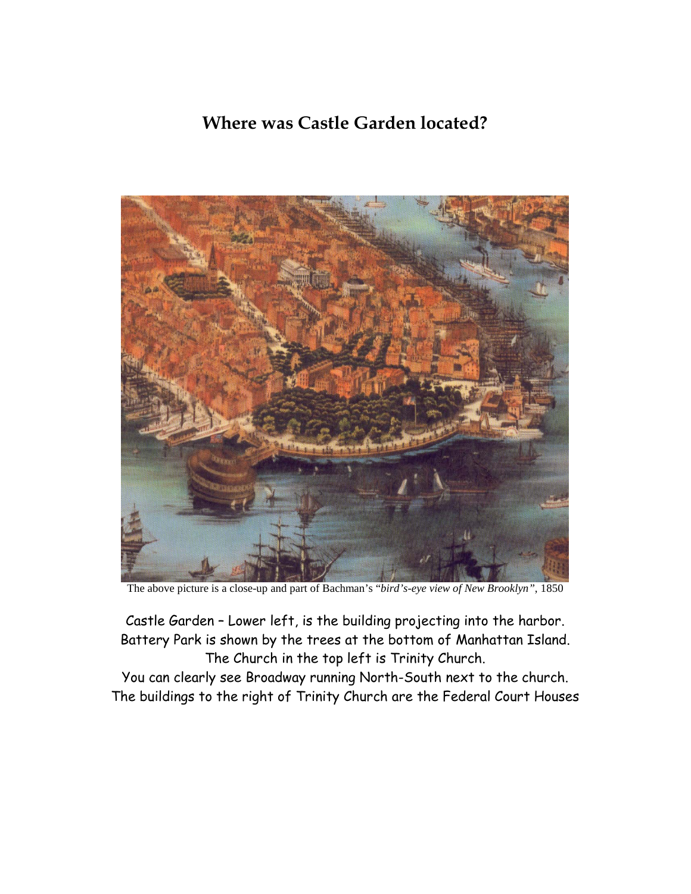## Where was Castle Garden located?

The above picture is a close-up and part of Bachman's "*bird's-eye view of New Brooklyn*", 1850

Castle Garden – Lower left, is the building projecting into the harbor.
Battery Park is shown by the trees at the bottom of Manhattan Island.
The Church in the top left is Trinity Church.
You can clearly see Broadway running North-South next to the church.
The buildings to the right of Trinity Church are the Federal Court Houses